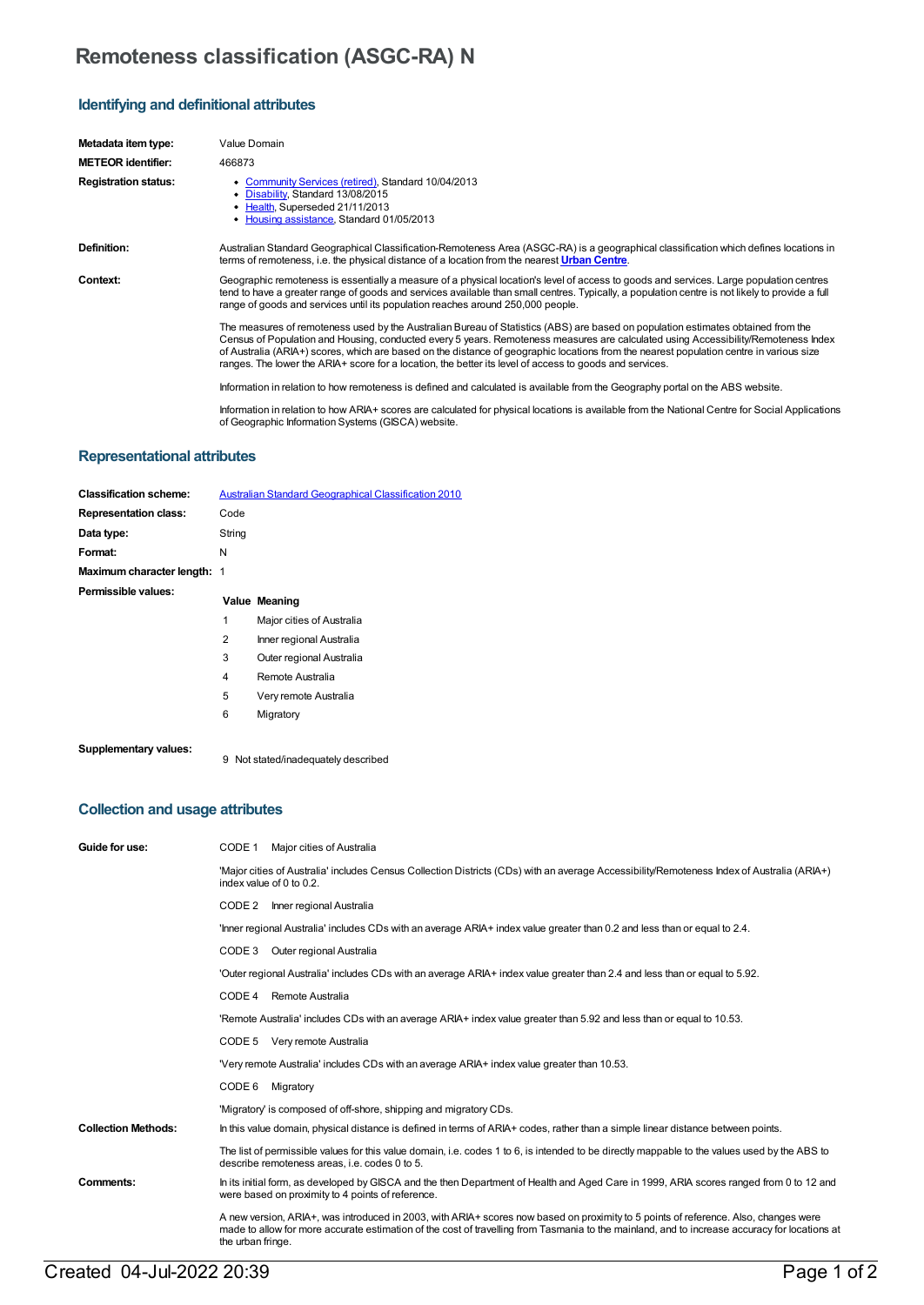# Remoteness classification (ASGC-RA) N

## Identifying and definitional attributes

| | |
|---|---|
| **Metadata item type:** | Value Domain |
| **METEOR identifier:** | 466873 |
| **Registration status:** | • Community Services (retired), Standard 10/04/2013<br>• Disability, Standard 13/08/2015<br>• Health, Superseded 21/11/2013<br>• Housing assistance, Standard 01/05/2013 |
| **Definition:** | Australian Standard Geographical Classification-Remoteness Area (ASGC-RA) is a geographical classification which defines locations in terms of remoteness, i.e. the physical distance of a location from the nearest **Urban Centre**. |
| **Context:** | Geographic remoteness is essentially a measure of a physical location's level of access to goods and services. Large population centres tend to have a greater range of goods and services available than small centres. Typically, a population centre is not likely to provide a full range of goods and services until its population reaches around 250,000 people.<br><br>The measures of remoteness used by the Australian Bureau of Statistics (ABS) are based on population estimates obtained from the Census of Population and Housing, conducted every 5 years. Remoteness measures are calculated using Accessibility/Remoteness Index of Australia (ARIA+) scores, which are based on the distance of geographic locations from the nearest population centre in various size ranges. The lower the ARIA+ score for a location, the better its level of access to goods and services.<br><br>Information in relation to how remoteness is defined and calculated is available from the Geography portal on the ABS website.<br><br>Information in relation to how ARIA+ scores are calculated for physical locations is available from the National Centre for Social Applications of Geographic Information Systems (GISCA) website. |

## Representational attributes

| | |
|---|---|
| **Classification scheme:** | Australian Standard Geographical Classification 2010 |
| **Representation class:** | Code |
| **Data type:** | String |
| **Format:** | N |
| **Maximum character length:** | 1 |

**Permissible values:**

| Value | Meaning |
|---|---|
| 1 | Major cities of Australia |
| 2 | Inner regional Australia |
| 3 | Outer regional Australia |
| 4 | Remote Australia |
| 5 | Very remote Australia |
| 6 | Migratory |

**Supplementary values:**

| | |
|---|---|
| 9 | Not stated/inadequately described |

## Collection and usage attributes

**Guide for use:**

CODE 1 Major cities of Australia

'Major cities of Australia' includes Census Collection Districts (CDs) with an average Accessibility/Remoteness Index of Australia (ARIA+) index value of 0 to 0.2.

CODE 2 Inner regional Australia

'Inner regional Australia' includes CDs with an average ARIA+ index value greater than 0.2 and less than or equal to 2.4.

CODE 3 Outer regional Australia

'Outer regional Australia' includes CDs with an average ARIA+ index value greater than 2.4 and less than or equal to 5.92.

CODE 4 Remote Australia

'Remote Australia' includes CDs with an average ARIA+ index value greater than 5.92 and less than or equal to 10.53.

CODE 5 Very remote Australia

'Very remote Australia' includes CDs with an average ARIA+ index value greater than 10.53.

CODE 6 Migratory

'Migratory' is composed of off-shore, shipping and migratory CDs.

**Collection Methods:**

In this value domain, physical distance is defined in terms of ARIA+ codes, rather than a simple linear distance between points.

The list of permissible values for this value domain, i.e. codes 1 to 6, is intended to be directly mappable to the values used by the ABS to describe remoteness areas, i.e. codes 0 to 5.

**Comments:**

In its initial form, as developed by GISCA and the then Department of Health and Aged Care in 1999, ARIA scores ranged from 0 to 12 and were based on proximity to 4 points of reference.

A new version, ARIA+, was introduced in 2003, with ARIA+ scores now based on proximity to 5 points of reference. Also, changes were made to allow for more accurate estimation of the cost of travelling from Tasmania to the mainland, and to increase accuracy for locations at the urban fringe.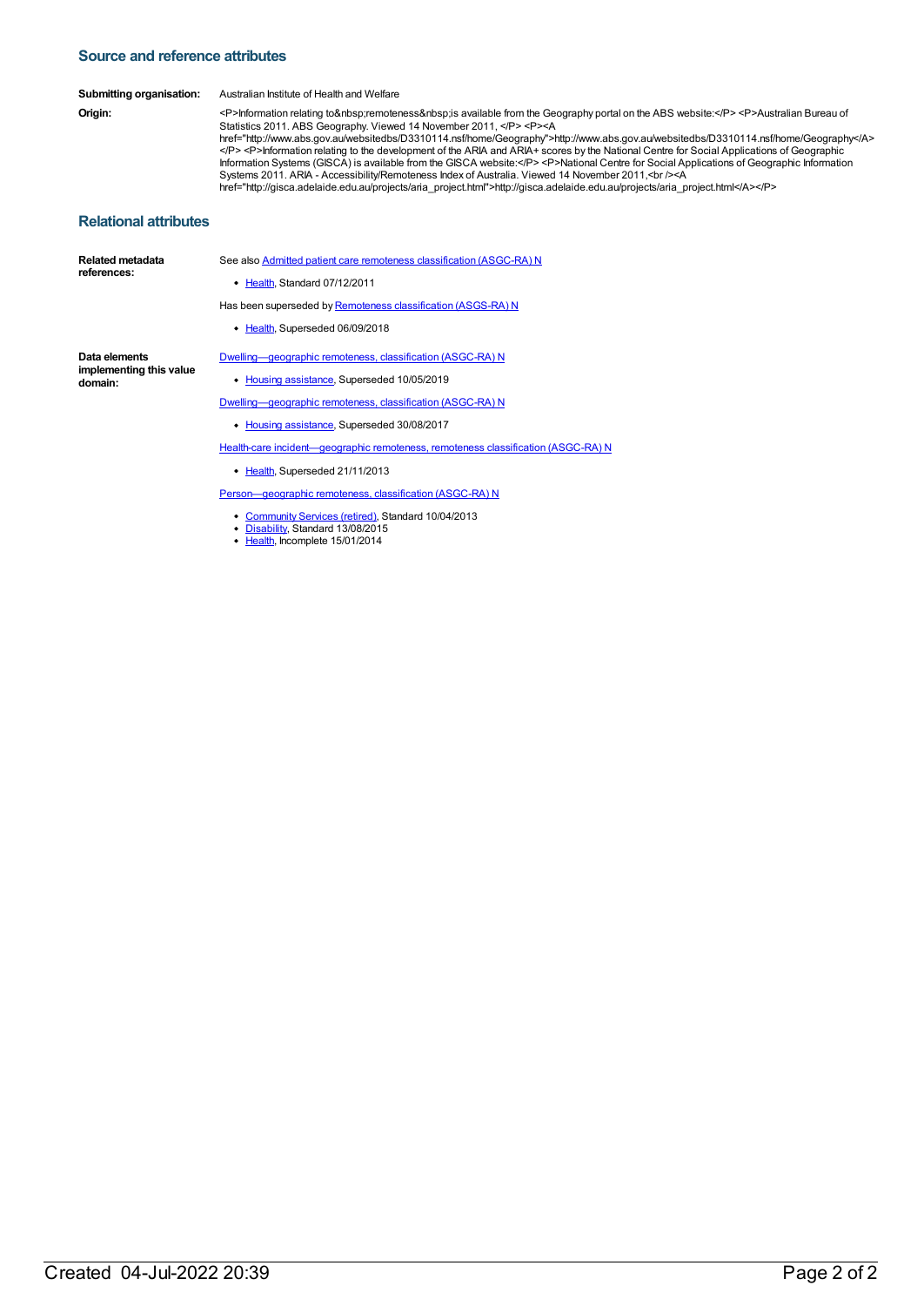## Source and reference attributes

**Submitting organisation:** Australian Institute of Health and Welfare

**Origin:** <P>Information relating to&nbsp;remoteness&nbsp;is available from the Geography portal on the ABS website:</P> <P>Australian Bureau of Statistics 2011. ABS Geography. Viewed 14 November 2011, </P> <P><A href="http://www.abs.gov.au/websitedbs/D3310114.nsf/home/Geography">http://www.abs.gov.au/websitedbs/D3310114.nsf/home/Geography</A></P> <P>Information relating to the development of the ARIA and ARIA+ scores by the National Centre for Social Applications of Geographic Information Systems (GISCA) is available from the GISCA website:</P> <P>National Centre for Social Applications of Geographic Information Systems 2011. ARIA - Accessibility/Remoteness Index of Australia. Viewed 14 November 2011,<br /><A href="http://gisca.adelaide.edu.au/projects/aria_project.html">http://gisca.adelaide.edu.au/projects/aria_project.html</A></P>

## Relational attributes

**Related metadata references:**

See also Admitted patient care remoteness classification (ASGC-RA) N

- Health, Standard 07/12/2011

Has been superseded by Remoteness classification (ASGS-RA) N

- Health, Superseded 06/09/2018

**Data elements implementing this value domain:**

Dwelling—geographic remoteness, classification (ASGC-RA) N

- Housing assistance, Superseded 10/05/2019

Dwelling—geographic remoteness, classification (ASGC-RA) N

- Housing assistance, Superseded 30/08/2017

Health-care incident—geographic remoteness, remoteness classification (ASGC-RA) N

- Health, Superseded 21/11/2013

Person—geographic remoteness, classification (ASGC-RA) N

- Community Services (retired), Standard 10/04/2013
- Disability, Standard 13/08/2015
- Health, Incomplete 15/01/2014